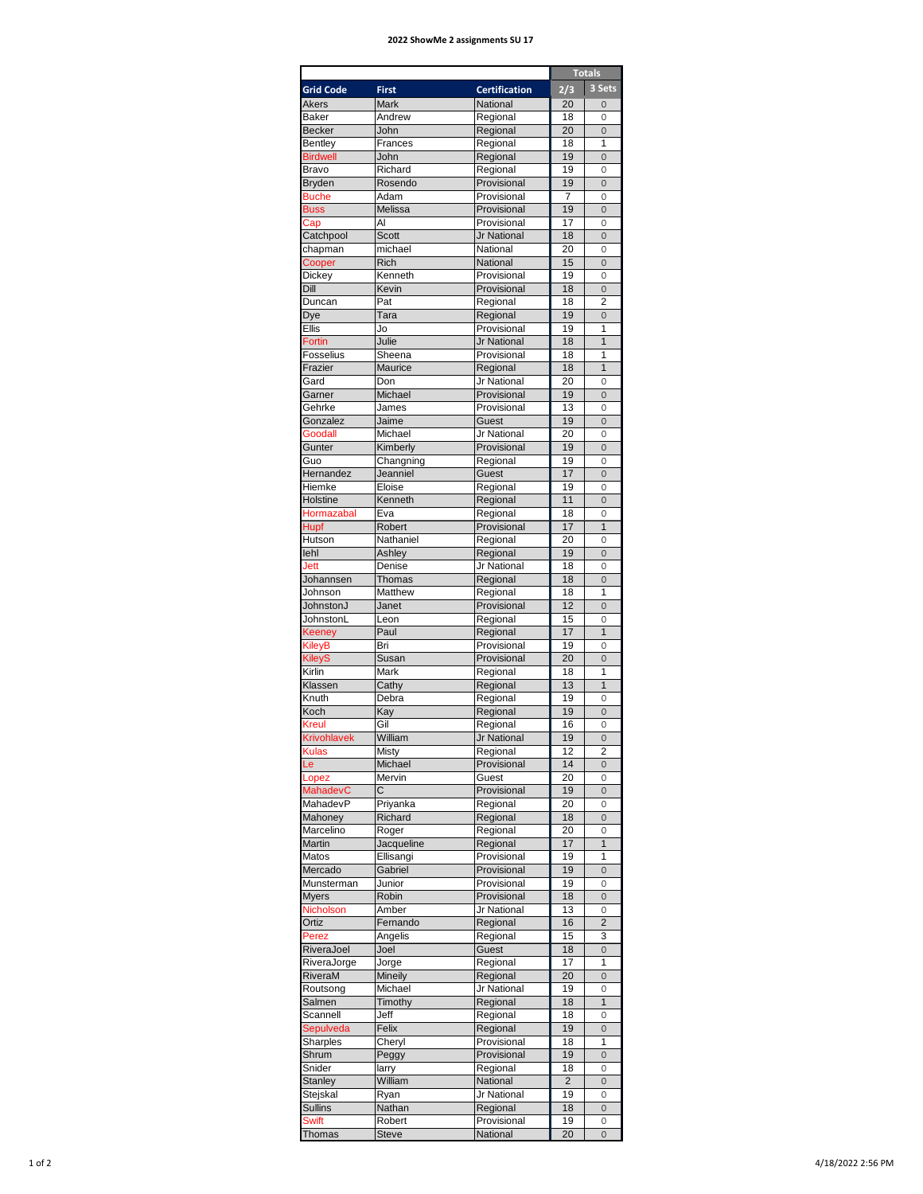**2022 ShowMe 2 assignments SU 17**

| Grid Code | First | Certification | Totals | |
|---|---|---|---|---|
| | | | 2/3 | 3 Sets |
| Akers | Mark | National | 20 | 0 |
| Baker | Andrew | Regional | 18 | 0 |
| Becker | John | Regional | 20 | 0 |
| Bentley | Frances | Regional | 18 | 1 |
| Birdwell | John | Regional | 19 | 0 |
| Bravo | Richard | Regional | 19 | 0 |
| Bryden | Rosendo | Provisional | 19 | 0 |
| Buche | Adam | Provisional | 7 | 0 |
| Buss | Melissa | Provisional | 19 | 0 |
| Cap | Al | Provisional | 17 | 0 |
| Catchpool | Scott | Jr National | 18 | 0 |
| chapman | michael | National | 20 | 0 |
| Cooper | Rich | National | 15 | 0 |
| Dickey | Kenneth | Provisional | 19 | 0 |
| Dill | Kevin | Provisional | 18 | 0 |
| Duncan | Pat | Regional | 18 | 2 |
| Dye | Tara | Regional | 19 | 0 |
| Ellis | Jo | Provisional | 19 | 1 |
| Fortin | Julie | Jr National | 18 | 1 |
| Fosselius | Sheena | Provisional | 18 | 1 |
| Frazier | Maurice | Regional | 18 | 1 |
| Gard | Don | Jr National | 20 | 0 |
| Garner | Michael | Provisional | 19 | 0 |
| Gehrke | James | Provisional | 13 | 0 |
| Gonzalez | Jaime | Guest | 19 | 0 |
| Goodall | Michael | Jr National | 20 | 0 |
| Gunter | Kimberly | Provisional | 19 | 0 |
| Guo | Changning | Regional | 19 | 0 |
| Hernandez | Jeanniel | Guest | 17 | 0 |
| Hiemke | Eloise | Regional | 19 | 0 |
| Holstine | Kenneth | Regional | 11 | 0 |
| Hormazabal | Eva | Regional | 18 | 0 |
| Hupf | Robert | Provisional | 17 | 1 |
| Hutson | Nathaniel | Regional | 20 | 0 |
| Iehl | Ashley | Regional | 19 | 0 |
| Jett | Denise | Jr National | 18 | 0 |
| Johannsen | Thomas | Regional | 18 | 0 |
| Johnson | Matthew | Regional | 18 | 1 |
| JohnstonJ | Janet | Provisional | 12 | 0 |
| JohnstonL | Leon | Regional | 15 | 0 |
| Keeney | Paul | Regional | 17 | 1 |
| KileyB | Bri | Provisional | 19 | 0 |
| KileyS | Susan | Provisional | 20 | 0 |
| Kirlin | Mark | Regional | 18 | 1 |
| Klassen | Cathy | Regional | 13 | 1 |
| Knuth | Debra | Regional | 19 | 0 |
| Koch | Kay | Regional | 19 | 0 |
| Kreul | Gil | Regional | 16 | 0 |
| Krivohlavek | William | Jr National | 19 | 0 |
| Kulas | Misty | Regional | 12 | 2 |
| Le | Michael | Provisional | 14 | 0 |
| Lopez | Mervin | Guest | 20 | 0 |
| MahadevC | C | Provisional | 19 | 0 |
| MahadevP | Priyanka | Regional | 20 | 0 |
| Mahoney | Richard | Regional | 18 | 0 |
| Marcelino | Roger | Regional | 20 | 0 |
| Martin | Jacqueline | Regional | 17 | 1 |
| Matos | Ellisangi | Provisional | 19 | 1 |
| Mercado | Gabriel | Provisional | 19 | 0 |
| Munsterman | Junior | Provisional | 19 | 0 |
| Myers | Robin | Provisional | 18 | 0 |
| Nicholson | Amber | Jr National | 13 | 0 |
| Ortiz | Fernando | Regional | 16 | 2 |
| Perez | Angelis | Regional | 15 | 3 |
| RiveraJoel | Joel | Guest | 18 | 0 |
| RiveraJorge | Jorge | Regional | 17 | 1 |
| RiveraM | Mineily | Regional | 20 | 0 |
| Routsong | Michael | Jr National | 19 | 0 |
| Salmen | Timothy | Regional | 18 | 1 |
| Scannell | Jeff | Regional | 18 | 0 |
| Sepulveda | Felix | Regional | 19 | 0 |
| Sharples | Cheryl | Provisional | 18 | 1 |
| Shrum | Peggy | Provisional | 19 | 0 |
| Snider | larry | Regional | 18 | 0 |
| Stanley | William | National | 2 | 0 |
| Stejskal | Ryan | Jr National | 19 | 0 |
| Sullins | Nathan | Regional | 18 | 0 |
| Swift | Robert | Provisional | 19 | 0 |
| Thomas | Steve | National | 20 | 0 |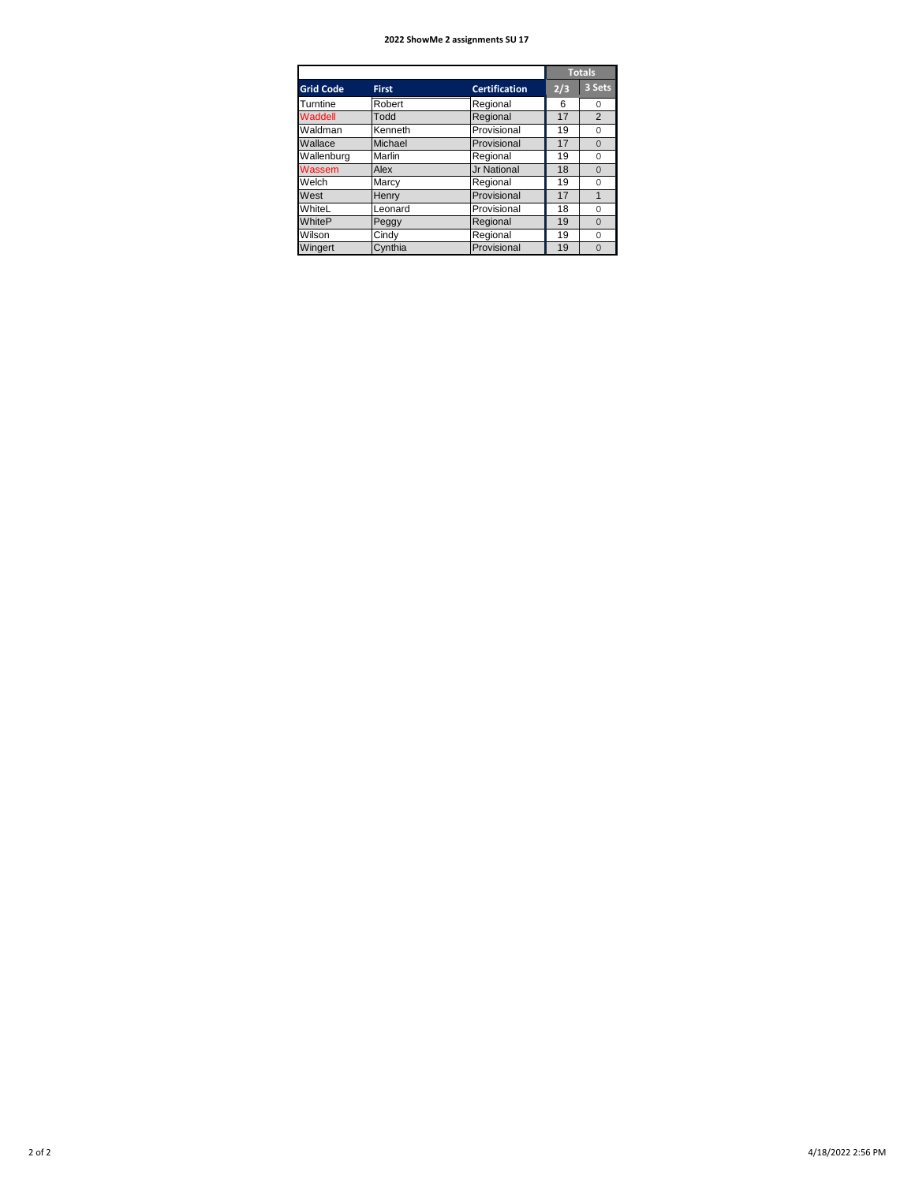**2022 ShowMe 2 assignments SU 17**

| | | | Totals | |
|---|---|---|---|---|
| Grid Code | First | Certification | 2/3 | 3 Sets |
| Turntine | Robert | Regional | 6 | 0 |
| Waddell | Todd | Regional | 17 | 2 |
| Waldman | Kenneth | Provisional | 19 | 0 |
| Wallace | Michael | Provisional | 17 | 0 |
| Wallenburg | Marlin | Regional | 19 | 0 |
| Wassem | Alex | Jr National | 18 | 0 |
| Welch | Marcy | Regional | 19 | 0 |
| West | Henry | Provisional | 17 | 1 |
| WhiteL | Leonard | Provisional | 18 | 0 |
| WhiteP | Peggy | Regional | 19 | 0 |
| Wilson | Cindy | Regional | 19 | 0 |
| Wingert | Cynthia | Provisional | 19 | 0 |

4/18/2022 2:56 PM